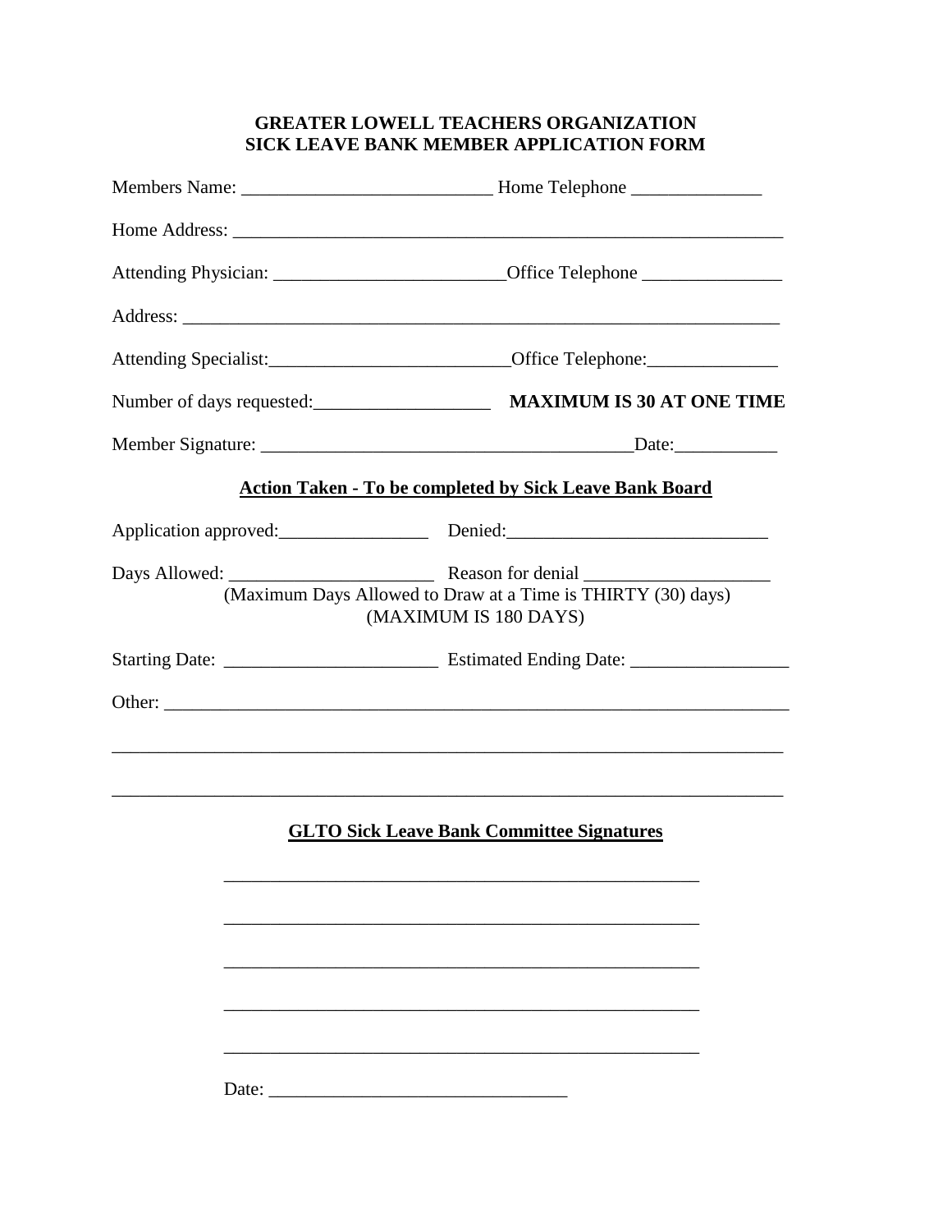**GREATER LOWELL TEACHERS ORGANIZATION**
**SICK LEAVE BANK MEMBER APPLICATION FORM**

Members Name: ___________________________ Home Telephone ______________

Home Address: ____________________________________________________________

Attending Physician: _________________________Office Telephone _______________

Address: _________________________________________________________________

Attending Specialist:__________________________Office Telephone:______________

Number of days requested:___________________ **MAXIMUM IS 30 AT ONE TIME**

Member Signature: ________________________________________Date:___________

**Action Taken - To be completed by Sick Leave Bank Board**

Application approved:________________ Denied:____________________________

Days Allowed: ______________________ Reason for denial ____________________

(Maximum Days Allowed to Draw at a Time is THIRTY (30) days)
(MAXIMUM IS 180 DAYS)

Starting Date: _______________________ Estimated Ending Date: _________________

Other: ____________________________________________________________________

__________________________________________________________________________

__________________________________________________________________________

**GLTO Sick Leave Bank Committee Signatures**

____________________________________________________

____________________________________________________

____________________________________________________

____________________________________________________

____________________________________________________

Date: ________________________________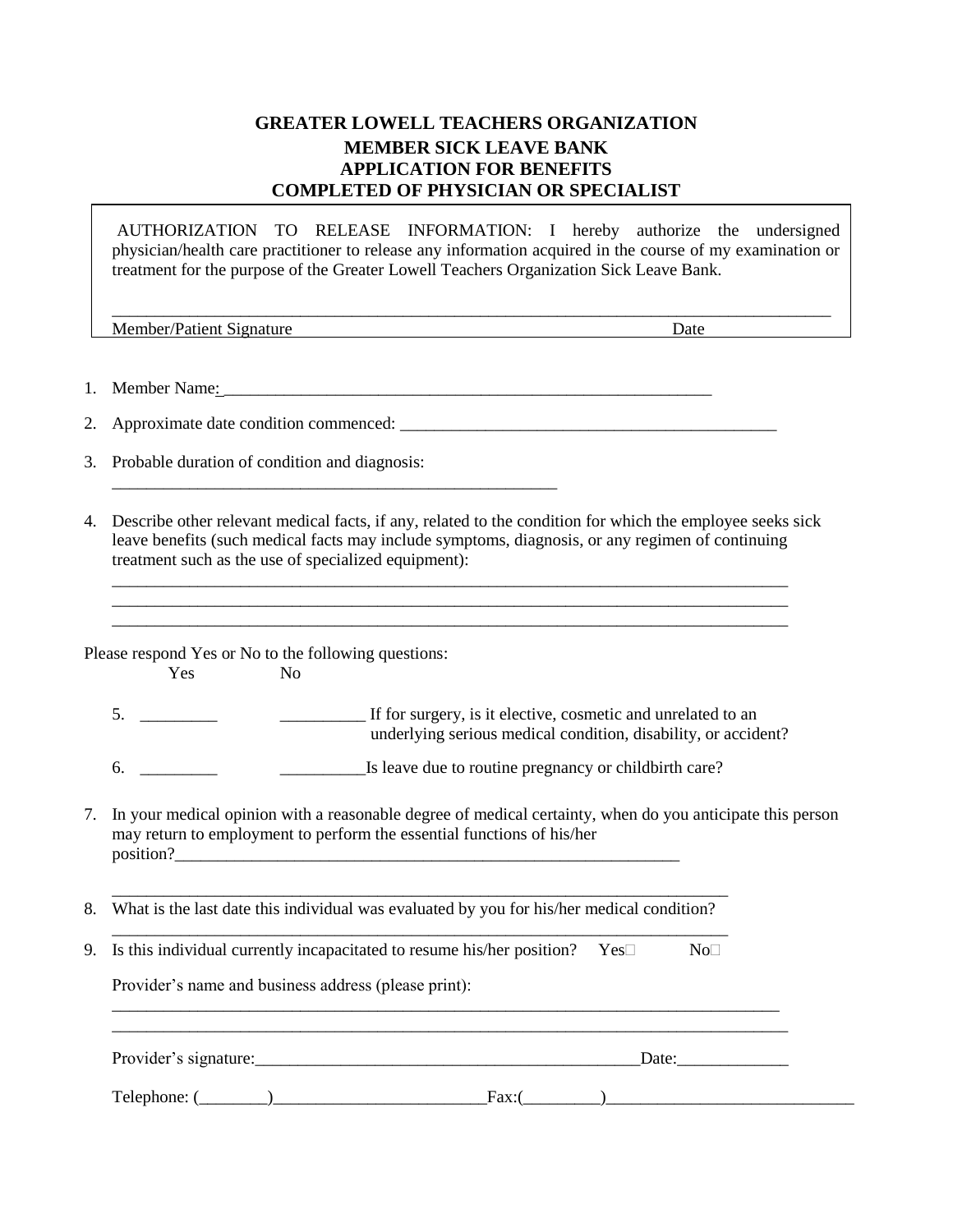# GREATER LOWELL TEACHERS ORGANIZATION

## MEMBER SICK LEAVE BANK
## APPLICATION FOR BENEFITS
## COMPLETED OF PHYSICIAN OR SPECIALIST

AUTHORIZATION TO RELEASE INFORMATION: I hereby authorize the undersigned physician/health care practitioner to release any information acquired in the course of my examination or treatment for the purpose of the Greater Lowell Teachers Organization Sick Leave Bank.

_______________________________________________________________________________________
Member/Patient Signature                                                                                    Date

1. Member Name: ____________________________________________________________
2. Approximate date condition commenced: ______________________________________________
3. Probable duration of condition and diagnosis:
   ______________________________________________________
4. Describe other relevant medical facts, if any, related to the condition for which the employee seeks sick leave benefits (such medical facts may include symptoms, diagnosis, or any regimen of continuing treatment such as the use of specialized equipment):
   ___________________________________________________________________________________
   ___________________________________________________________________________________
   ___________________________________________________________________________________

Please respond Yes or No to the following questions:

| Yes | No | |
|---|---|---|
| 5. _________ | __________ | If for surgery, is it elective, cosmetic and unrelated to an underlying serious medical condition, disability, or accident? |
| 6. _________ | __________ | Is leave due to routine pregnancy or childbirth care? |

7. In your medical opinion with a reasonable degree of medical certainty, when do you anticipate this person may return to employment to perform the essential functions of his/her position?_______________________________________________________________
   ___________________________________________________________________________
8. What is the last date this individual was evaluated by you for his/her medical condition?
   ___________________________________________________________________________
9. Is this individual currently incapacitated to resume his/her position? Yes☐ No☐

   Provider's name and business address (please print):
   ___________________________________________________________________________________
   ___________________________________________________________________________________

   Provider's signature:_______________________________________________Date:_____________

   Telephone: (________)_________________________Fax:(_________)_____________________________